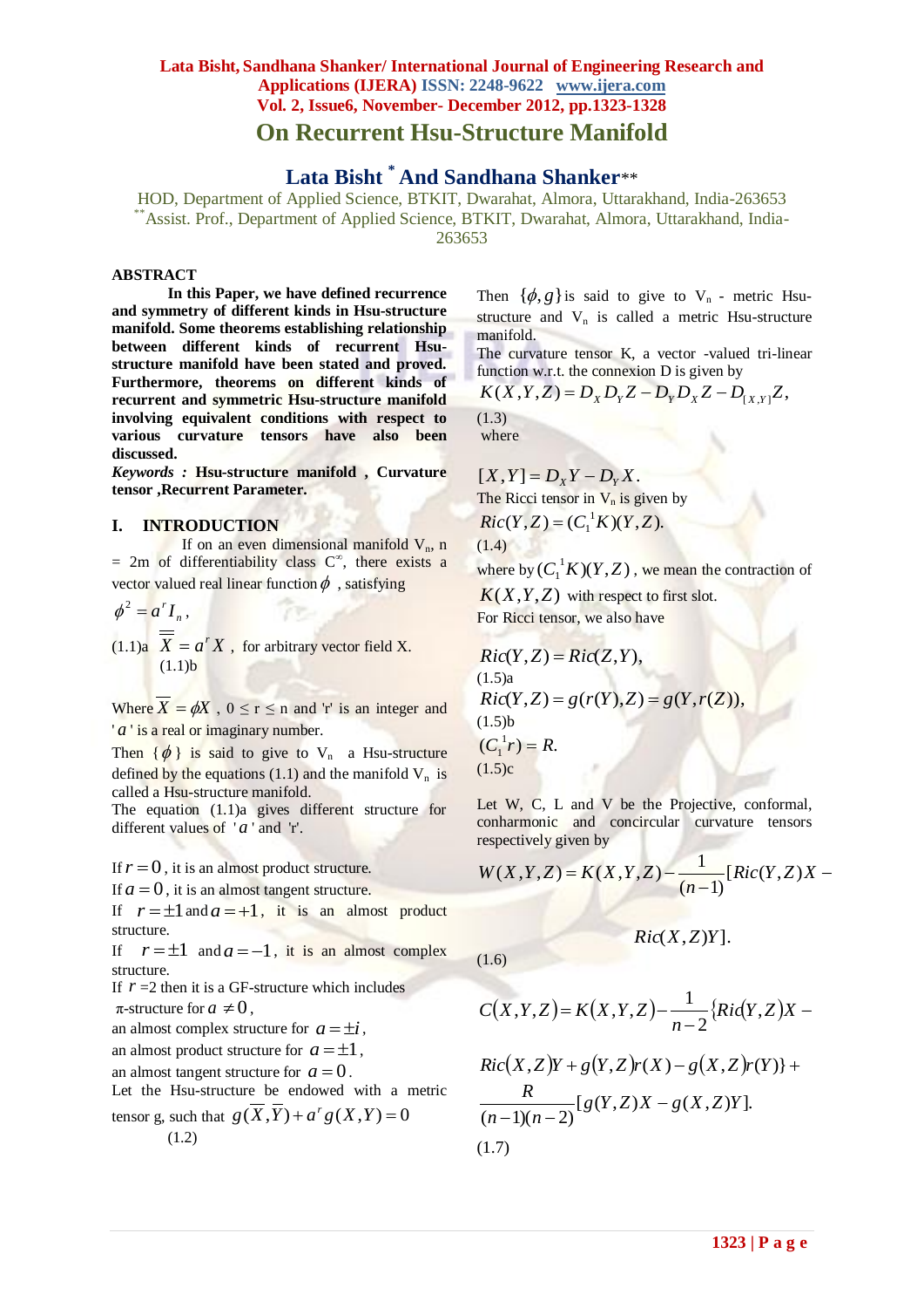# On Recurrent Hsu-Structure Manifold

## Lata Bisht [*] And Sandhana Shanker[**]

HOD, Department of Applied Science, BTKIT, Dwarahat, Almora, Uttarakhand, India-263653
[**]Assist. Prof., Department of Applied Science, BTKIT, Dwarahat, Almora, Uttarakhand, India-263653

**ABSTRACT**

**In this Paper, we have defined recurrence and symmetry of different kinds in Hsu-structure manifold. Some theorems establishing relationship between different kinds of recurrent Hsu-structure manifold have been stated and proved. Furthermore, theorems on different kinds of recurrent and symmetric Hsu-structure manifold involving equivalent conditions with respect to various curvature tensors have also been discussed.**

***Keywords :*** **Hsu-structure manifold , Curvature tensor ,Recurrent Parameter.**

## I. INTRODUCTION

If on an even dimensional manifold $V_n$, n = 2m of differentiability class $C^\infty$, there exists a vector valued real linear function $\phi$ , satisfying

$$\phi^2 = a^r I_n , \tag{1.1)a}$$

$$\overline{\overline{X}} = a^r X , \text{ for arbitrary vector field X.} \tag{1.1)b}$$

Where $\overline{X} = \phi X$ , $0 \le r \le n$ and 'r' is an integer and '$a$' is a real or imaginary number.

Then {$\phi$} is said to give to $V_n$ a Hsu-structure defined by the equations (1.1) and the manifold $V_n$ is called a Hsu-structure manifold.

The equation (1.1)a gives different structure for different values of '$a$' and 'r'.

If $r = 0$ , it is an almost product structure.
If $a = 0$ , it is an almost tangent structure.
If $r = \pm 1$ and $a = +1$, it is an almost product structure.
If $r = \pm 1$ and $a = -1$, it is an almost complex structure.
If $r$ =2 then it is a GF-structure which includes
π-structure for $a \neq 0$ ,
an almost complex structure for $a = \pm i$ ,
an almost product structure for $a = \pm 1$ ,
an almost tangent structure for $a = 0$ .

Let the Hsu-structure be endowed with a metric tensor g, such that

$$g(\overline{X}, \overline{Y}) + a^r g(X, Y) = 0 \tag{1.2}$$

Then $\{\phi, g\}$ is said to give to $V_n$ - metric Hsu-structure and $V_n$ is called a metric Hsu-structure manifold.

The curvature tensor K, a vector -valued tri-linear function w.r.t. the connexion D is given by

$$K(X,Y,Z) = D_X D_Y Z - D_Y D_X Z - D_{[X,Y]} Z, \tag{1.3}$$

where

$$[X,Y] = D_X Y - D_Y X.$$

The Ricci tensor in $V_n$ is given by

$$Ric(Y,Z) = (C_1^1 K)(Y,Z). \tag{1.4}$$

where by $(C_1^1 K)(Y,Z)$ , we mean the contraction of $K(X,Y,Z)$ with respect to first slot.

For Ricci tensor, we also have

$$Ric(Y,Z) = Ric(Z,Y), \tag{1.5)a}$$

$$Ric(Y,Z) = g(r(Y),Z) = g(Y, r(Z)), \tag{1.5)b}$$

$$(C_1^1 r) = R. \tag{1.5)c}$$

Let W, C, L and V be the Projective, conformal, conharmonic and concircular curvature tensors respectively given by

$$W(X,Y,Z) = K(X,Y,Z) - \frac{1}{(n-1)}[Ric(Y,Z)X - Ric(X,Z)Y]. \tag{1.6}$$

$$C(X,Y,Z) = K(X,Y,Z) - \frac{1}{n-2}\{Ric(Y,Z)X - Ric(X,Z)Y + g(Y,Z)r(X) - g(X,Z)r(Y)\} + \frac{R}{(n-1)(n-2)}[g(Y,Z)X - g(X,Z)Y]. \tag{1.7}$$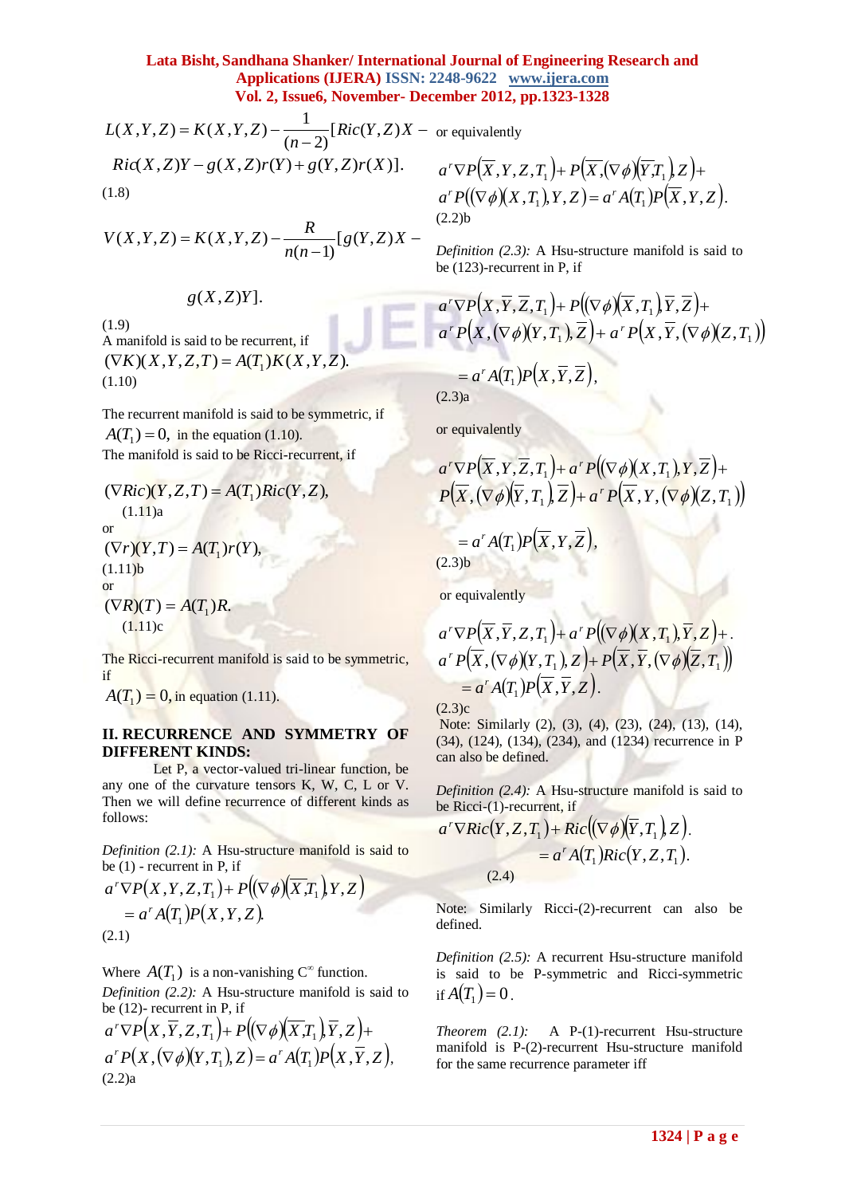$$L(X,Y,Z)=K(X,Y,Z)-\frac{1}{(n-2)}[Ric(Y,Z)X-Ric(X,Z)Y-g(X,Z)r(Y)+g(Y,Z)r(X)].$$

(1.8)

$$V(X,Y,Z)=K(X,Y,Z)-\frac{R}{n(n-1)}[g(Y,Z)X-g(X,Z)Y].$$

(1.9)

A manifold is said to be recurrent, if

$$(\nabla K)(X,Y,Z,T)=A(T_1)K(X,Y,Z).$$

(1.10)

The recurrent manifold is said to be symmetric, if $A(T_1)=0,$ in the equation (1.10).

The manifold is said to be Ricci-recurrent, if

$$(\nabla Ric)(Y,Z,T)=A(T_1)Ric(Y,Z),$$

(1.11)a

or

$$(\nabla r)(Y,T)=A(T_1)r(Y),$$

(1.11)b

or

$$(\nabla R)(T)=A(T_1)R.$$

(1.11)c

The Ricci-recurrent manifold is said to be symmetric, if

$A(T_1)=0,$ in equation (1.11).

## II. RECURRENCE AND SYMMETRY OF DIFFERENT KINDS:

Let P, a vector-valued tri-linear function, be any one of the curvature tensors K, W, C, L or V. Then we will define recurrence of different kinds as follows:

*Definition (2.1):* A Hsu-structure manifold is said to be (1) - recurrent in P, if

$$a^r\nabla P(X,Y,Z,T_1)+P((\nabla\phi)(\overline{X},T_1),Y,Z)=a^rA(T_1)P(X,Y,Z).$$

(2.1)

Where $A(T_1)$ is a non-vanishing $C^\infty$ function.

*Definition (2.2):* A Hsu-structure manifold is said to be (12)- recurrent in P, if

$$a^r\nabla P(X,\overline{Y},Z,T_1)+P((\nabla\phi)(\overline{X},T_1),\overline{Y},Z)+a^rP(X,(\nabla\phi)(Y,T_1),Z)=a^rA(T_1)P(X,\overline{Y},Z),$$

(2.2)a

or equivalently

$$a^r\nabla P(\overline{X},Y,Z,T_1)+P(\overline{X},(\nabla\phi)(\overline{Y},T_1),Z)+a^rP((\nabla\phi)(X,T_1),Y,Z)=a^rA(T_1)P(\overline{X},Y,Z).$$

(2.2)b

*Definition (2.3):* A Hsu-structure manifold is said to be (123)-recurrent in P, if

$$a^r\nabla P(X,\overline{Y},\overline{Z},T_1)+P((\nabla\phi)(\overline{X},T_1),\overline{Y},\overline{Z})+a^rP(X,(\nabla\phi)(Y,T_1),\overline{Z})+a^rP(X,\overline{Y},(\nabla\phi)(Z,T_1))=a^rA(T_1)P(X,\overline{Y},\overline{Z}),$$

(2.3)a

or equivalently

$$a^r\nabla P(\overline{X},Y,\overline{Z},T_1)+a^rP((\nabla\phi)(X,T_1),Y,\overline{Z})+P(\overline{X},(\nabla\phi)(\overline{Y},T_1),\overline{Z})+a^rP(\overline{X},Y,(\nabla\phi)(Z,T_1))=a^rA(T_1)P(\overline{X},Y,\overline{Z}),$$

(2.3)b

or equivalently

$$a^r\nabla P(\overline{X},\overline{Y},Z,T_1)+a^rP((\nabla\phi)(X,T_1),\overline{Y},Z)+a^rP(\overline{X},(\nabla\phi)(Y,T_1),Z)+P(\overline{X},\overline{Y},(\nabla\phi)(\overline{Z},T_1))=a^rA(T_1)P(\overline{X},\overline{Y},Z).$$

(2.3)c

Note: Similarly (2), (3), (4), (23), (24), (13), (14), (34), (124), (134), (234), and (1234) recurrence in P can also be defined.

*Definition (2.4):* A Hsu-structure manifold is said to be Ricci-(1)-recurrent, if

$$a^r\nabla Ric(Y,Z,T_1)+Ric((\nabla\phi)(\overline{Y},T_1),Z)=a^rA(T_1)Ric(Y,Z,T_1).$$

(2.4)

Note: Similarly Ricci-(2)-recurrent can also be defined.

*Definition (2.5):* A recurrent Hsu-structure manifold is said to be P-symmetric and Ricci-symmetric if $A(T_1)=0$.

*Theorem (2.1):* A P-(1)-recurrent Hsu-structure manifold is P-(2)-recurrent Hsu-structure manifold for the same recurrence parameter iff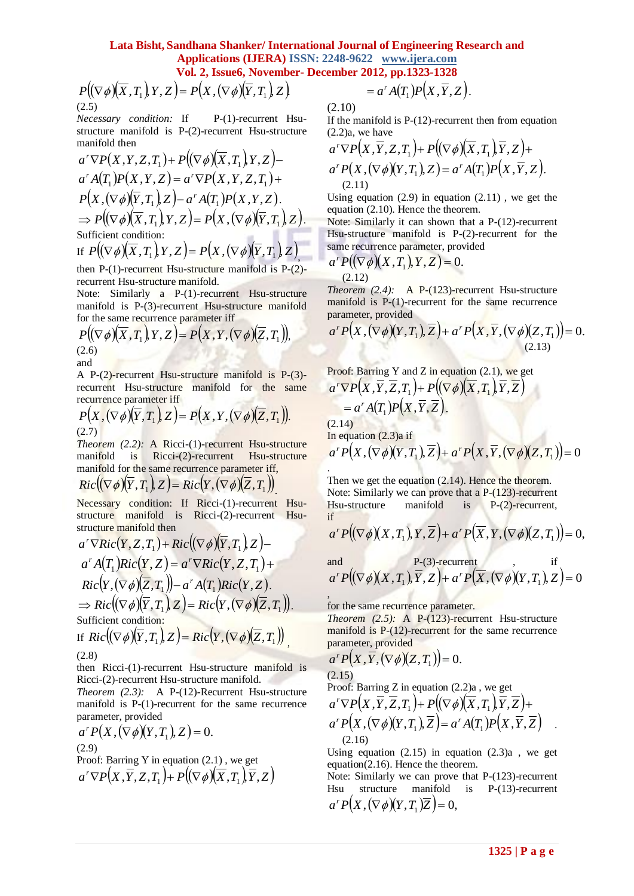$$P\left((\nabla\phi)(\overline{X},T_1),Y,Z\right)=P\left(X,(\nabla\phi)(\overline{Y},T_1),Z\right)$$

(2.5)

*Necessary condition:* If P-(1)-recurrent Hsu-structure manifold is P-(2)-recurrent Hsu-structure manifold then

$$a^r\nabla P(X,Y,Z,T_1)+P\left((\nabla\phi)(\overline{X},T_1),Y,Z\right)-$$
$$a^r A(T_1)P(X,Y,Z)=a^r\nabla P(X,Y,Z,T_1)+$$
$$P\left(X,(\nabla\phi)(\overline{Y},T_1),Z\right)-a^r A(T_1)P(X,Y,Z).$$
$$\Rightarrow P\left((\nabla\phi)(\overline{X},T_1),Y,Z\right)=P\left(X,(\nabla\phi)(\overline{Y},T_1),Z\right).$$

Sufficient condition:

If $P\left((\nabla\phi)(\overline{X},T_1),Y,Z\right)=P\left(X,(\nabla\phi)(\overline{Y},T_1),Z\right)$, then P-(1)-recurrent Hsu-structure manifold is P-(2)-recurrent Hsu-structure manifold.

Note: Similarly a P-(1)-recurrent Hsu-structure manifold is P-(3)-recurrent Hsu-structure manifold for the same recurrence parameter iff

$$P\left((\nabla\phi)(\overline{X},T_1),Y,Z\right)=P\left(X,Y,(\nabla\phi)(\overline{Z},T_1)\right),$$

(2.6)

and

A P-(2)-recurrent Hsu-structure manifold is P-(3)-recurrent Hsu-structure manifold for the same recurrence parameter iff

$$P\left(X,(\nabla\phi)(\overline{Y},T_1),Z\right)=P\left(X,Y,(\nabla\phi)(\overline{Z},T_1)\right).$$

(2.7)

*Theorem (2.2):* A Ricci-(1)-recurrent Hsu-structure manifold is Ricci-(2)-recurrent Hsu-structure manifold for the same recurrence parameter iff,

$$Ric\left((\nabla\phi)(\overline{Y},T_1),Z\right)=Ric\left(Y,(\nabla\phi)(\overline{Z},T_1)\right).$$

Necessary condition: If Ricci-(1)-recurrent Hsu-structure manifold is Ricci-(2)-recurrent Hsu-structure manifold then

$$a^r\nabla Ric(Y,Z,T_1)+Ric\left((\nabla\phi)(\overline{Y},T_1),Z\right)-$$
$$a^r A(T_1)Ric(Y,Z)=a^r\nabla Ric(Y,Z,T_1)+$$
$$Ric\left(Y,(\nabla\phi)(\overline{Z},T_1)\right)-a^r A(T_1)Ric(Y,Z).$$
$$\Rightarrow Ric\left((\nabla\phi)(\overline{Y},T_1),Z\right)=Ric\left(Y,(\nabla\phi)(\overline{Z},T_1)\right).$$

Sufficient condition:

If $Ric\left((\nabla\phi)(\overline{Y},T_1),Z\right)=Ric\left(Y,(\nabla\phi)(\overline{Z},T_1)\right)$,

(2.8)

then Ricci-(1)-recurrent Hsu-structure manifold is Ricci-(2)-recurrent Hsu-structure manifold.

*Theorem (2.3):* A P-(12)-Recurrent Hsu-structure manifold is P-(1)-recurrent for the same recurrence parameter, provided

$$a^r P\left(X,(\nabla\phi)(Y,T_1),Z\right)=0.$$

(2.9)

Proof: Barring Y in equation (2.1), we get

$$a^r\nabla P(X,\overline{Y},Z,T_1)+P\left((\nabla\phi)(\overline{X},T_1),\overline{Y},Z\right)$$
$$=a^r A(T_1)P(X,\overline{Y},Z).$$

(2.10)

If the manifold is P-(12)-recurrent then from equation (2.2)a, we have

$$a^r\nabla P(X,\overline{Y},Z,T_1)+P\left((\nabla\phi)(\overline{X},T_1),\overline{Y},Z\right)+$$
$$a^r P\left(X,(\nabla\phi)(Y,T_1),Z\right)=a^r A(T_1)P(X,\overline{Y},Z).$$

(2.11)

Using equation (2.9) in equation (2.11), we get the equation (2.10). Hence the theorem.

Note: Similarly it can shown that a P-(12)-recurrent Hsu-structure manifold is P-(2)-recurrent for the same recurrence parameter, provided

$$a^r P\left((\nabla\phi)(X,T_1),Y,Z\right)=0.$$

(2.12)

*Theorem (2.4):* A P-(123)-recurrent Hsu-structure manifold is P-(1)-recurrent for the same recurrence parameter, provided

$$a^r P\left(X,(\nabla\phi)(Y,T_1),\overline{Z}\right)+a^r P\left(X,\overline{Y},(\nabla\phi)(Z,T_1)\right)=0. \quad (2.13)$$

Proof: Barring Y and Z in equation (2.1), we get

$$a^r\nabla P(X,\overline{Y},\overline{Z},T_1)+P\left((\nabla\phi)(\overline{X},T_1),\overline{Y},\overline{Z}\right)$$
$$=a^r A(T_1)P(X,\overline{Y},\overline{Z}).$$

(2.14)

In equation (2.3)a if

$$a^r P\left(X,(\nabla\phi)(Y,T_1),\overline{Z}\right)+a^r P\left(X,\overline{Y},(\nabla\phi)(Z,T_1)\right)=0$$

.

Then we get the equation (2.14). Hence the theorem.

Note: Similarly we can prove that a P-(123)-recurrent Hsu-structure manifold is P-(2)-recurrent, if

$$a^r P\left((\nabla\phi)(X,T_1),Y,\overline{Z}\right)+a^r P\left(\overline{X},Y,(\nabla\phi)(Z,T_1)\right)=0,$$

and P-(3)-recurrent, if

$$a^r P\left((\nabla\phi)(X,T_1),\overline{Y},Z\right)+a^r P\left(\overline{X},(\nabla\phi)(Y,T_1),Z\right)=0$$

, for the same recurrence parameter.

*Theorem (2.5):* A P-(123)-recurrent Hsu-structure manifold is P-(12)-recurrent for the same recurrence parameter, provided

$$a^r P\left(X,\overline{Y},(\nabla\phi)(Z,T_1)\right)=0.$$

(2.15)

Proof: Barring Z in equation (2.2)a, we get

$$a^r\nabla P(X,\overline{Y},\overline{Z},T_1)+P\left((\nabla\phi)(\overline{X},T_1),\overline{Y},\overline{Z}\right)+$$
$$a^r P\left(X,(\nabla\phi)(Y,T_1),\overline{Z}\right)=a^r A(T_1)P(X,\overline{Y},\overline{Z}).$$

(2.16)

Using equation (2.15) in equation (2.3)a, we get equation(2.16). Hence the theorem.

Note: Similarly we can prove that P-(123)-recurrent Hsu structure manifold is P-(13)-recurrent

$$a^r P\left(X,(\nabla\phi)(Y,T_1)\overline{Z}\right)=0,$$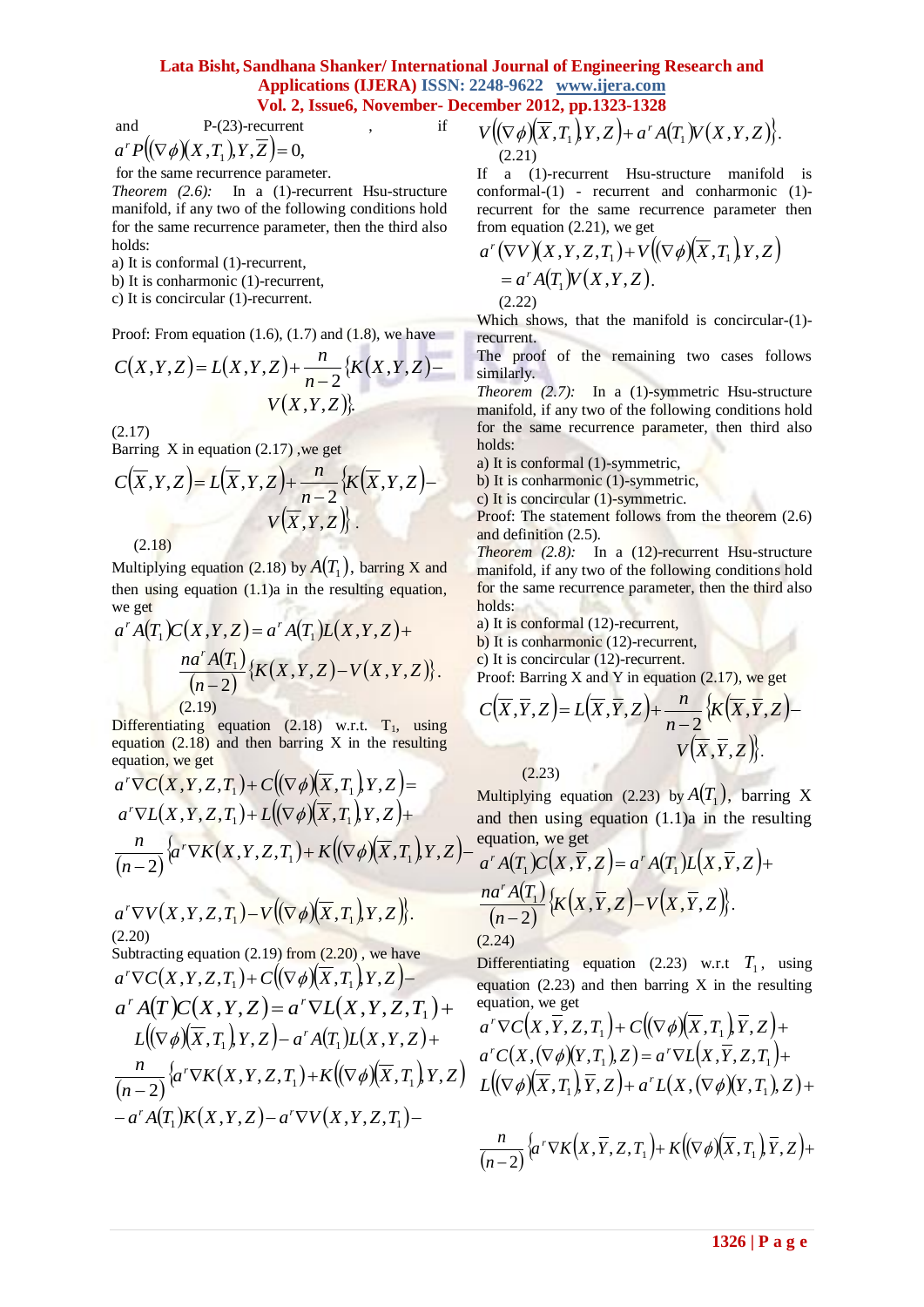and P-(23)-recurrent , if

$$a^r P\left((\nabla\phi)\left(X,T_1\right),Y,\overline{Z}\right)=0,$$

for the same recurrence parameter.

*Theorem (2.6):* In a (1)-recurrent Hsu-structure manifold, if any two of the following conditions hold for the same recurrence parameter, then the third also holds:

a) It is conformal (1)-recurrent,
b) It is conharmonic (1)-recurrent,
c) It is concircular (1)-recurrent.

Proof: From equation (1.6), (1.7) and (1.8), we have

$$C(X,Y,Z)=L(X,Y,Z)+\frac{n}{n-2}\{K(X,Y,Z)-V(X,Y,Z)\}. \tag{2.17}$$

Barring X in equation (2.17) ,we get

$$C\left(\overline{X},Y,Z\right)=L\left(\overline{X},Y,Z\right)+\frac{n}{n-2}\left\{K\left(\overline{X},Y,Z\right)-V\left(\overline{X},Y,Z\right)\right\}. \tag{2.18}$$

Multiplying equation (2.18) by $A(T_1)$, barring X and then using equation (1.1)a in the resulting equation, we get

$$a^r A(T_1)C(X,Y,Z)=a^r A(T_1)L(X,Y,Z)+\frac{na^r A(T_1)}{(n-2)}\{K(X,Y,Z)-V(X,Y,Z)\}. \tag{2.19}$$

Differentiating equation (2.18) w.r.t. $T_1$, using equation (2.18) and then barring X in the resulting equation, we get

$$a^r\nabla C(X,Y,Z,T_1)+C\left((\nabla\phi)\left(\overline{X},T_1\right),Y,Z\right)=a^r\nabla L(X,Y,Z,T_1)+L\left((\nabla\phi)\left(\overline{X},T_1\right),Y,Z\right)+\frac{n}{(n-2)}\left\{a^r\nabla K(X,Y,Z,T_1)+K\left((\nabla\phi)\left(\overline{X},T_1\right),Y,Z\right)-a^r\nabla V(X,Y,Z,T_1)-V\left((\nabla\phi)\left(\overline{X},T_1\right),Y,Z\right)\right\}. \tag{2.20}$$

Subtracting equation (2.19) from (2.20) , we have

$$a^r\nabla C(X,Y,Z,T_1)+C\left((\nabla\phi)\left(\overline{X},T_1\right),Y,Z\right)-a^r A(T)C(X,Y,Z)=a^r\nabla L(X,Y,Z,T_1)+L\left((\nabla\phi)\left(\overline{X},T_1\right),Y,Z\right)-a^r A(T_1)L(X,Y,Z)+\frac{n}{(n-2)}\left\{a^r\nabla K(X,Y,Z,T_1)+K\left((\nabla\phi)\left(\overline{X},T_1\right),Y,Z\right)-a^r A(T_1)K(X,Y,Z)-a^r\nabla V(X,Y,Z,T_1)-V\left((\nabla\phi)\left(\overline{X},T_1\right),Y,Z\right)+a^r A(T_1)V(X,Y,Z)\right\}. \tag{2.21}$$

If a (1)-recurrent Hsu-structure manifold is conformal-(1) - recurrent and conharmonic (1)-recurrent for the same recurrence parameter then from equation (2.21), we get

$$a^r(\nabla V)(X,Y,Z,T_1)+V\left((\nabla\phi)\left(\overline{X},T_1\right),Y,Z\right)=a^r A(T_1)V(X,Y,Z). \tag{2.22}$$

Which shows, that the manifold is concircular-(1)-recurrent.

The proof of the remaining two cases follows similarly.

*Theorem (2.7):* In a (1)-symmetric Hsu-structure manifold, if any two of the following conditions hold for the same recurrence parameter, then third also holds:

a) It is conformal (1)-symmetric,
b) It is conharmonic (1)-symmetric,
c) It is concircular (1)-symmetric.

Proof: The statement follows from the theorem (2.6) and definition (2.5).

*Theorem (2.8):* In a (12)-recurrent Hsu-structure manifold, if any two of the following conditions hold for the same recurrence parameter, then the third also holds:

a) It is conformal (12)-recurrent,
b) It is conharmonic (12)-recurrent,
c) It is concircular (12)-recurrent.

Proof: Barring X and Y in equation (2.17), we get

$$C\left(\overline{X},\overline{Y},Z\right)=L\left(\overline{X},\overline{Y},Z\right)+\frac{n}{n-2}\left\{K\left(\overline{X},\overline{Y},Z\right)-V\left(\overline{X},\overline{Y},Z\right)\right\}. \tag{2.23}$$

Multiplying equation (2.23) by $A(T_1)$, barring X and then using equation (1.1)a in the resulting equation, we get

$$a^r A(T_1)C\left(X,\overline{Y},Z\right)=a^r A(T_1)L\left(X,\overline{Y},Z\right)+\frac{na^r A(T_1)}{(n-2)}\left\{K\left(X,\overline{Y},Z\right)-V\left(X,\overline{Y},Z\right)\right\}. \tag{2.24}$$

Differentiating equation (2.23) w.r.t $T_1$, using equation (2.23) and then barring X in the resulting equation, we get

$$a^r\nabla C\left(X,\overline{Y},Z,T_1\right)+C\left((\nabla\phi)\left(\overline{X},T_1\right),\overline{Y},Z\right)+a^r C\left(X,(\nabla\phi)(Y,T_1),Z\right)=a^r\nabla L\left(X,\overline{Y},Z,T_1\right)+L\left((\nabla\phi)\left(\overline{X},T_1\right),\overline{Y},Z\right)+a^r L\left(X,(\nabla\phi)(Y,T_1),Z\right)+$$

$$\frac{n}{(n-2)}\left\{a^r\nabla K\left(X,\overline{Y},Z,T_1\right)+K\left((\nabla\phi)\left(\overline{X},T_1\right),\overline{Y},Z\right)+\right.$$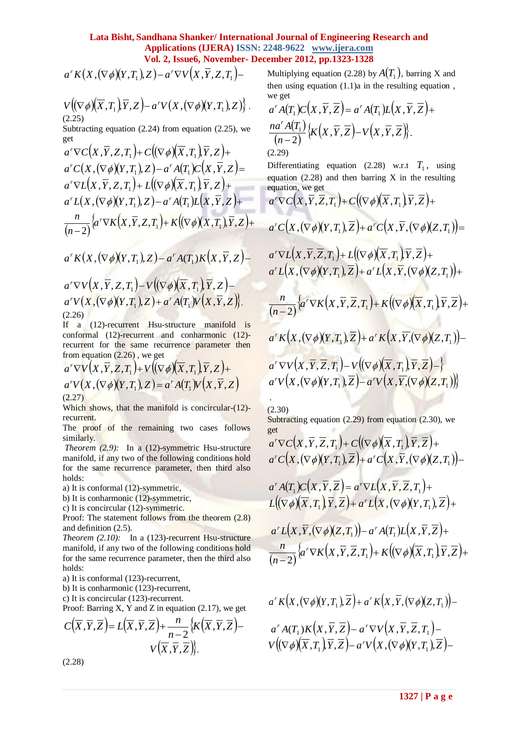$$a^r K\left(X,(\nabla\phi)(Y,T_1),Z\right)-a^r\nabla V\left(X,\overline{Y},Z,T_1\right)-$$

$$V\left((\nabla\phi)(\overline{X},T_1),\overline{Y},Z\right)-a^r V\left(X,(\nabla\phi)(Y,T_1),Z\right)\Big\}.$$

(2.25)

Subtracting equation (2.24) from equation (2.25), we get

$$a^r\nabla C\left(X,\overline{Y},Z,T_1\right)+C\left((\nabla\phi)(\overline{X},T_1),\overline{Y},Z\right)+$$
$$a^r C\left(X,(\nabla\phi)(Y,T_1),Z\right)-a^r A(T_1)C\left(X,\overline{Y},Z\right)=$$
$$a^r\nabla L\left(X,\overline{Y},Z,T_1\right)+L\left((\nabla\phi)(\overline{X},T_1),\overline{Y},Z\right)+$$
$$a^r L\left(X,(\nabla\phi)(Y,T_1),Z\right)-a^r A(T_1)L\left(X,\overline{Y},Z\right)+$$
$$\frac{n}{(n-2)}\Big\{a^r\nabla K\left(X,\overline{Y},Z,T_1\right)+K\left((\nabla\phi)(\overline{X},T_1),\overline{Y},Z\right)+$$

$$a^r K\left(X,(\nabla\phi)(Y,T_1),Z\right)-a^r A(T_1)K\left(X,\overline{Y},Z\right)-$$

$$a^r\nabla V\left(X,\overline{Y},Z,T_1\right)-V\left((\nabla\phi)(\overline{X},T_1),\overline{Y},Z\right)-$$
$$a^r V\left(X,(\nabla\phi)(Y,T_1),Z\right)+a^r A(T_1)V\left(X,\overline{Y},Z\right)\Big\}.$$

(2.26)

If a (12)-recurrent Hsu-structure manifold is conformal (12)-recurrent and conharmonic (12)-recurrent for the same recurrence parameter then from equation (2.26) , we get

$$a^r\nabla V\left(X,\overline{Y},Z,T_1\right)+V\left((\nabla\phi)(\overline{X},T_1),\overline{Y},Z\right)+$$
$$a^r V\left(X,(\nabla\phi)(Y,T_1),Z\right)=a^r A(T_1)V\left(X,\overline{Y},Z\right)$$

(2.27)

Which shows, that the manifold is concircular-(12)-recurrent.

The proof of the remaining two cases follows similarly.

*Theorem (2.9):* In a (12)-symmetric Hsu-structure manifold, if any two of the following conditions hold for the same recurrence parameter, then third also holds:

a) It is conformal (12)-symmetric,

b) It is conharmonic (12)-symmetric,

c) It is concircular (12)-symmetric.

Proof: The statement follows from the theorem (2.8) and definition (2.5).

*Theorem (2.10):* In a (123)-recurrent Hsu-structure manifold, if any two of the following conditions hold for the same recurrence parameter, then the third also holds:

a) It is conformal (123)-recurrent,

b) It is conharmonic (123)-recurrent,

c) It is concircular (123)-recurrent.

Proof: Barring X, Y and Z in equation (2.17), we get

$$C\left(\overline{X},\overline{Y},\overline{Z}\right)=L\left(\overline{X},\overline{Y},\overline{Z}\right)+\frac{n}{n-2}\Big\{K\left(\overline{X},\overline{Y},\overline{Z}\right)-V\left(\overline{X},\overline{Y},\overline{Z}\right)\Big\}.$$

(2.28)

Multiplying equation (2.28) by $A(T_1)$, barring X and then using equation (1.1)a in the resulting equation , we get

$$a^r A(T_1)C\left(X,\overline{Y},\overline{Z}\right)=a^r A(T_1)L\left(X,\overline{Y},\overline{Z}\right)+\frac{na^r A(T_1)}{(n-2)}\Big\{K\left(X,\overline{Y},\overline{Z}\right)-V\left(X,\overline{Y},\overline{Z}\right)\Big\}.$$

(2.29)

Differentiating equation (2.28) w.r.t $T_1$, using equation (2.28) and then barring X in the resulting equation, we get

$$a^r\nabla C\left(X,\overline{Y},\overline{Z},T_1\right)+C\left((\nabla\phi)(\overline{X},T_1),\overline{Y},\overline{Z}\right)+$$

$$a^r C\left(X,(\nabla\phi)(Y,T_1),\overline{Z}\right)+a^r C\left(X,\overline{Y},(\nabla\phi)(Z,T_1)\right)=$$

$$a^r\nabla L\left(X,\overline{Y},\overline{Z},T_1\right)+L\left((\nabla\phi)(\overline{X},T_1),\overline{Y},\overline{Z}\right)+$$
$$a^r L\left(X,(\nabla\phi)(Y,T_1),\overline{Z}\right)+a^r L\left(X,\overline{Y},(\nabla\phi)(Z,T_1)\right)+$$

$$\frac{n}{(n-2)}\Big\{a^r\nabla K\left(X,\overline{Y},\overline{Z},T_1\right)+K\left((\nabla\phi)(\overline{X},T_1),\overline{Y},\overline{Z}\right)+$$

$$a^r K\left(X,(\nabla\phi)(Y,T_1),\overline{Z}\right)+a^r K\left(X,\overline{Y},(\nabla\phi)(Z,T_1)\right)-$$

$$a^r\nabla V\left(X,\overline{Y},\overline{Z},T_1\right)-V\left((\nabla\phi)(\overline{X},T_1),\overline{Y},\overline{Z}\right)-\}$$
$$a^r V\left(X,(\nabla\phi)(Y,T_1),\overline{Z}\right)-a^r V\left(X,\overline{Y},(\nabla\phi)(Z,T_1)\right)\Big\}$$

(2.30)

Subtracting equation (2.29) from equation (2.30), we get

$$a^r\nabla C\left(X,\overline{Y},\overline{Z},T_1\right)+C\left((\nabla\phi)(\overline{X},T_1),\overline{Y},\overline{Z}\right)+$$
$$a^r C\left(X,(\nabla\phi)(Y,T_1),\overline{Z}\right)+a^r C\left(X,\overline{Y},(\nabla\phi)(Z,T_1)\right)-$$

$$a^r A(T_1)C\left(X,\overline{Y},\overline{Z}\right)=a^r\nabla L\left(X,\overline{Y},\overline{Z},T_1\right)+$$
$$L\left((\nabla\phi)(\overline{X},T_1),\overline{Y},\overline{Z}\right)+a^r L\left(X,(\nabla\phi)(Y,T_1),\overline{Z}\right)+$$

$$a^r L\left(X,\overline{Y},(\nabla\phi)(Z,T_1)\right)-a^r A(T_1)L\left(X,\overline{Y},\overline{Z}\right)+$$
$$\frac{n}{(n-2)}\Big\{a^r\nabla K\left(X,\overline{Y},\overline{Z},T_1\right)+K\left((\nabla\phi)(\overline{X},T_1),\overline{Y},\overline{Z}\right)+$$

$$a^r K\left(X,(\nabla\phi)(Y,T_1),\overline{Z}\right)+a^r K\left(X,\overline{Y},(\nabla\phi)(Z,T_1)\right)-$$

$$a^r A(T_1)K\left(X,\overline{Y},\overline{Z}\right)-a^r\nabla V\left(X,\overline{Y},\overline{Z},T_1\right)-$$
$$V\left((\nabla\phi)(\overline{X},T_1),\overline{Y},\overline{Z}\right)-a^r V\left(X,(\nabla\phi)(Y,T_1),\overline{Z}\right)-$$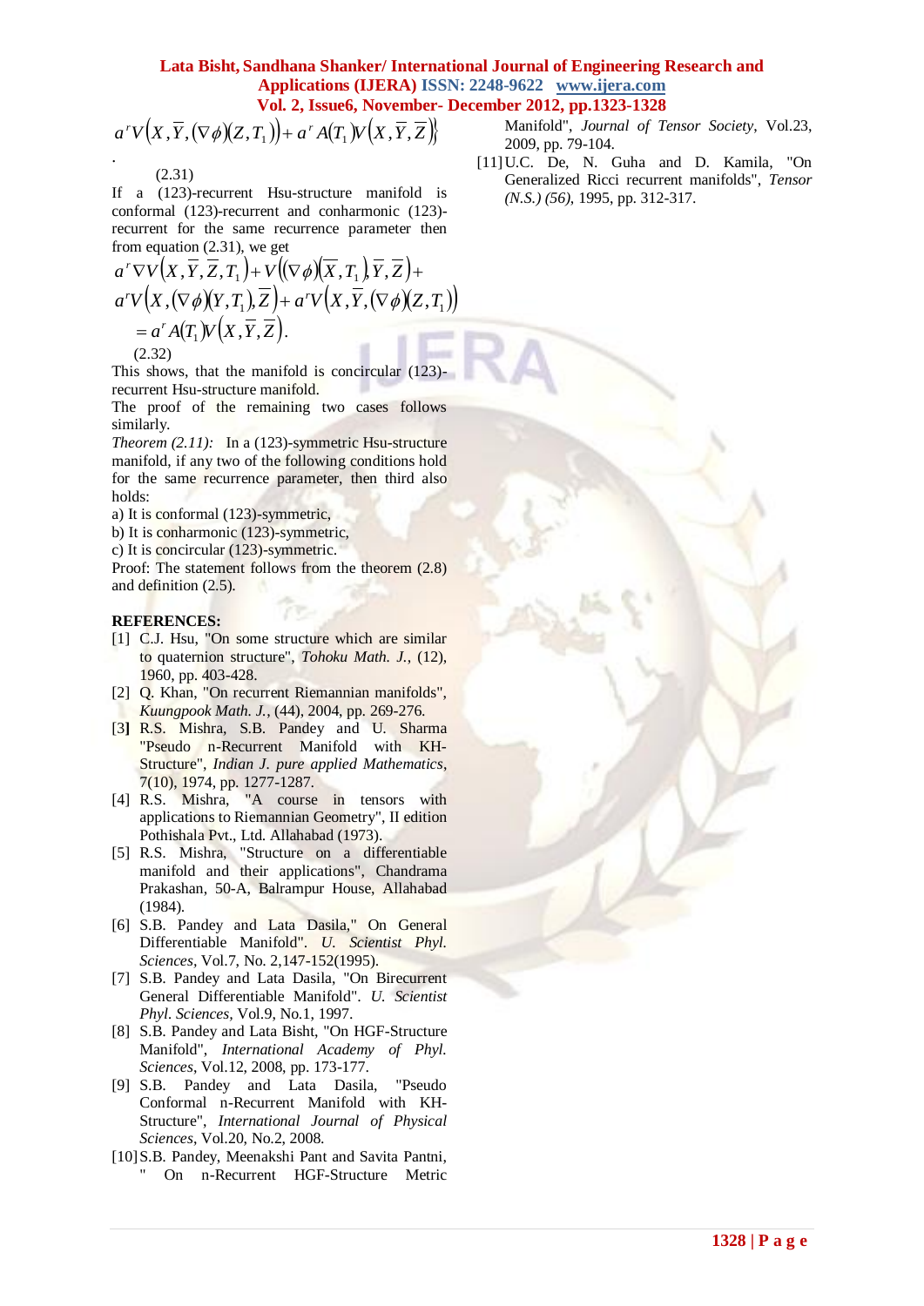$$a^r V\left(X, \overline{Y}, (\nabla\phi)(Z, T_1)\right) + a^r A(T_1) V\left(X, \overline{Y}, \overline{Z}\right)\}$$

. (2.31)

If a (123)-recurrent Hsu-structure manifold is conformal (123)-recurrent and conharmonic (123)-recurrent for the same recurrence parameter then from equation (2.31), we get

$$a^r \nabla V\left(X, \overline{Y}, \overline{Z}, T_1\right) + V\left((\nabla\phi)\left(\overline{X}, T_1\right), \overline{Y}, \overline{Z}\right) + a^r V\left(X, (\nabla\phi)\left(Y, T_1\right), \overline{Z}\right) + a^r V\left(X, \overline{Y}, (\nabla\phi)(Z, T_1)\right) = a^r A(T_1) V\left(X, \overline{Y}, \overline{Z}\right).$$

(2.32)

This shows, that the manifold is concircular (123)-recurrent Hsu-structure manifold.

The proof of the remaining two cases follows similarly.

*Theorem (2.11):* In a (123)-symmetric Hsu-structure manifold, if any two of the following conditions hold for the same recurrence parameter, then third also holds:

a) It is conformal (123)-symmetric,

b) It is conharmonic (123)-symmetric,

c) It is concircular (123)-symmetric.

Proof: The statement follows from the theorem (2.8) and definition (2.5).

## REFERENCES:

[1] C.J. Hsu, "On some structure which are similar to quaternion structure", *Tohoku Math. J.*, (12), 1960, pp. 403-428.

[2] Q. Khan, "On recurrent Riemannian manifolds", *Kuungpook Math. J.*, (44), 2004, pp. 269-276.

[3] R.S. Mishra, S.B. Pandey and U. Sharma "Pseudo n-Recurrent Manifold with KH-Structure", *Indian J. pure applied Mathematics*, 7(10), 1974, pp. 1277-1287.

[4] R.S. Mishra, "A course in tensors with applications to Riemannian Geometry", II edition Pothishala Pvt., Ltd. Allahabad (1973).

[5] R.S. Mishra, "Structure on a differentiable manifold and their applications", Chandrama Prakashan, 50-A, Balrampur House, Allahabad (1984).

[6] S.B. Pandey and Lata Dasila," On General Differentiable Manifold". *U. Scientist Phyl. Sciences*, Vol.7, No. 2,147-152(1995).

[7] S.B. Pandey and Lata Dasila, "On Birecurrent General Differentiable Manifold". *U. Scientist Phyl. Sciences*, Vol.9, No.1, 1997.

[8] S.B. Pandey and Lata Bisht, "On HGF-Structure Manifold", *International Academy of Phyl. Sciences*, Vol.12, 2008, pp. 173-177.

[9] S.B. Pandey and Lata Dasila, "Pseudo Conformal n-Recurrent Manifold with KH-Structure", *International Journal of Physical Sciences*, Vol.20, No.2, 2008.

[10] S.B. Pandey, Meenakshi Pant and Savita Pantni, " On n-Recurrent HGF-Structure Metric Manifold", *Journal of Tensor Society*, Vol.23, 2009, pp. 79-104.

[11] U.C. De, N. Guha and D. Kamila, "On Generalized Ricci recurrent manifolds", *Tensor (N.S.) (56)*, 1995, pp. 312-317.